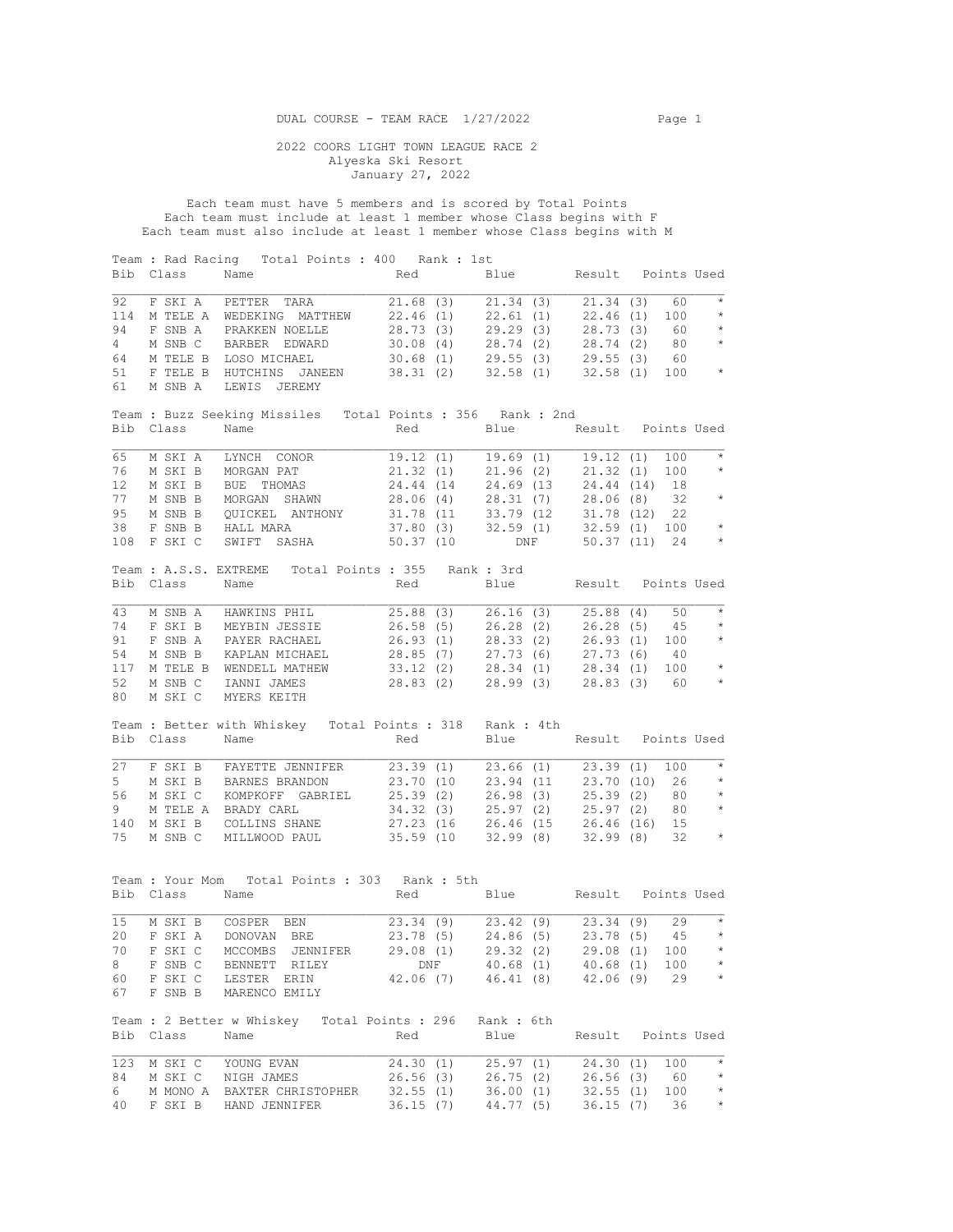DUAL COURSE - TEAM RACE 1/27/2022

# 2022 COORS LIGHT TOWN LEAGUE RACE 2

Alyeska Ski Resort
January 27, 2022

Each team must have 5 members and is scored by Total Points
Each team must include at least 1 member whose Class begins with F
Each team must also include at least 1 member whose Class begins with M

## Team : Rad Racing Total Points : 400 Rank : 1st

| Bib | Class | Name | Red | Blue | Result | Points | Used |
|---|---|---|---|---|---|---|---|
| 92 | F SKI A | PETTER TARA | 21.68 (3) | 21.34 (3) | 21.34 (3) | 60 | * |
| 114 | M TELE A | WEDEKING MATTHEW | 22.46 (1) | 22.61 (1) | 22.46 (1) | 100 | * |
| 94 | F SNB A | PRAKKEN NOELLE | 28.73 (3) | 29.29 (3) | 28.73 (3) | 60 | * |
| 4 | M SNB C | BARBER EDWARD | 30.08 (4) | 28.74 (2) | 28.74 (2) | 80 | * |
| 64 | M TELE B | LOSO MICHAEL | 30.68 (1) | 29.55 (3) | 29.55 (3) | 60 | |
| 51 | F TELE B | HUTCHINS JANEEN | 38.31 (2) | 32.58 (1) | 32.58 (1) | 100 | * |
| 61 | M SNB A | LEWIS JEREMY | | | | | |

## Team : Buzz Seeking Missiles Total Points : 356 Rank : 2nd

| Bib | Class | Name | Red | Blue | Result | Points | Used |
|---|---|---|---|---|---|---|---|
| 65 | M SKI A | LYNCH CONOR | 19.12 (1) | 19.69 (1) | 19.12 (1) | 100 | * |
| 76 | M SKI B | MORGAN PAT | 21.32 (1) | 21.96 (2) | 21.32 (1) | 100 | * |
| 12 | M SKI B | BUE THOMAS | 24.44 (14 | 24.69 (13 | 24.44 (14) | 18 | |
| 77 | M SNB B | MORGAN SHAWN | 28.06 (4) | 28.31 (7) | 28.06 (8) | 32 | * |
| 95 | M SNB B | QUICKEL ANTHONY | 31.78 (11 | 33.79 (12 | 31.78 (12) | 22 | |
| 38 | F SNB B | HALL MARA | 37.80 (3) | 32.59 (1) | 32.59 (1) | 100 | * |
| 108 | F SKI C | SWIFT SASHA | 50.37 (10 | DNF | 50.37 (11) | 24 | * |

## Team : A.S.S. EXTREME Total Points : 355 Rank : 3rd

| Bib | Class | Name | Red | Blue | Result | Points | Used |
|---|---|---|---|---|---|---|---|
| 43 | M SNB A | HAWKINS PHIL | 25.88 (3) | 26.16 (3) | 25.88 (4) | 50 | * |
| 74 | F SKI B | MEYBIN JESSIE | 26.58 (5) | 26.28 (2) | 26.28 (5) | 45 | * |
| 91 | F SNB A | PAYER RACHAEL | 26.93 (1) | 28.33 (2) | 26.93 (1) | 100 | * |
| 54 | M SNB B | KAPLAN MICHAEL | 28.85 (7) | 27.73 (6) | 27.73 (6) | 40 | |
| 117 | M TELE B | WENDELL MATHEW | 33.12 (2) | 28.34 (1) | 28.34 (1) | 100 | * |
| 52 | M SNB C | IANNI JAMES | 28.83 (2) | 28.99 (3) | 28.83 (3) | 60 | * |
| 80 | M SKI C | MYERS KEITH | | | | | |

## Team : Better with Whiskey Total Points : 318 Rank : 4th

| Bib | Class | Name | Red | Blue | Result | Points | Used |
|---|---|---|---|---|---|---|---|
| 27 | F SKI B | FAYETTE JENNIFER | 23.39 (1) | 23.66 (1) | 23.39 (1) | 100 | * |
| 5 | M SKI B | BARNES BRANDON | 23.70 (10 | 23.94 (11 | 23.70 (10) | 26 | * |
| 56 | M SKI C | KOMPKOFF GABRIEL | 25.39 (2) | 26.98 (3) | 25.39 (2) | 80 | * |
| 9 | M TELE A | BRADY CARL | 34.32 (3) | 25.97 (2) | 25.97 (2) | 80 | * |
| 140 | M SKI B | COLLINS SHANE | 27.23 (16 | 26.46 (15 | 26.46 (16) | 15 | |
| 75 | M SNB C | MILLWOOD PAUL | 35.59 (10 | 32.99 (8) | 32.99 (8) | 32 | * |

## Team : Your Mom Total Points : 303 Rank : 5th

| Bib | Class | Name | Red | Blue | Result | Points | Used |
|---|---|---|---|---|---|---|---|
| 15 | M SKI B | COSPER BEN | 23.34 (9) | 23.42 (9) | 23.34 (9) | 29 | * |
| 20 | F SKI A | DONOVAN BRE | 23.78 (5) | 24.86 (5) | 23.78 (5) | 45 | * |
| 70 | F SKI C | MCCOMBS JENNIFER | 29.08 (1) | 29.32 (2) | 29.08 (1) | 100 | * |
| 8 | F SNB C | BENNETT RILEY | DNF | 40.68 (1) | 40.68 (1) | 100 | * |
| 60 | F SKI C | LESTER ERIN | 42.06 (7) | 46.41 (8) | 42.06 (9) | 29 | * |
| 67 | F SNB B | MARENCO EMILY | | | | | |

## Team : 2 Better w Whiskey Total Points : 296 Rank : 6th

| Bib | Class | Name | Red | Blue | Result | Points | Used |
|---|---|---|---|---|---|---|---|
| 123 | M SKI C | YOUNG EVAN | 24.30 (1) | 25.97 (1) | 24.30 (1) | 100 | * |
| 84 | M SKI C | NIGH JAMES | 26.56 (3) | 26.75 (2) | 26.56 (3) | 60 | * |
| 6 | M MONO A | BAXTER CHRISTOPHER | 32.55 (1) | 36.00 (1) | 32.55 (1) | 100 | * |
| 40 | F SKI B | HAND JENNIFER | 36.15 (7) | 44.77 (5) | 36.15 (7) | 36 | * |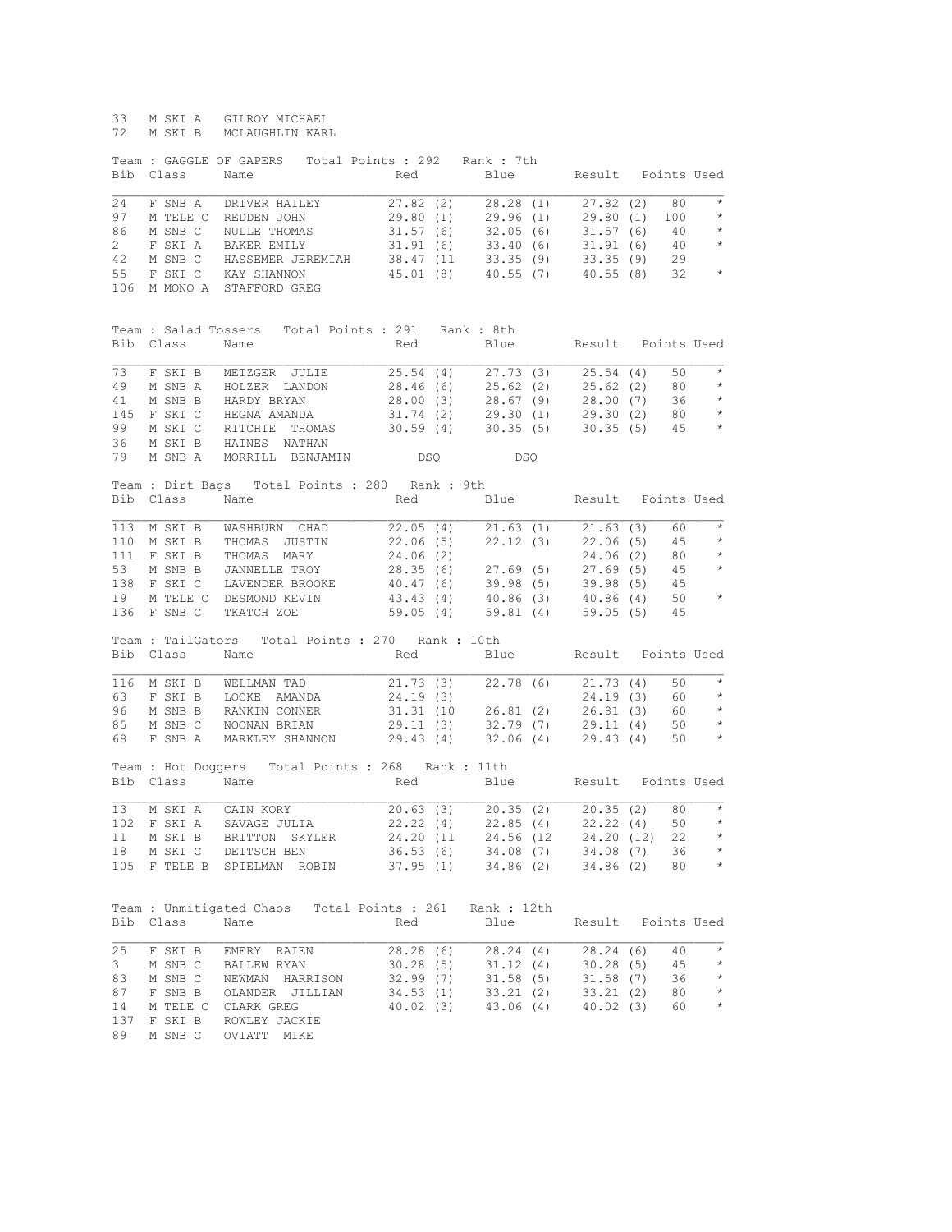| | | |
|---|---|---|
| 33 | M SKI A | GILROY MICHAEL |
| 72 | M SKI B | MCLAUGHLIN KARL |

Team : GAGGLE OF GAPERS   Total Points : 292   Rank : 7th

| Bib | Class | Name | Red | Blue | Result | Points | Used |
|---|---|---|---|---|---|---|---|
| 24 | F SNB A | DRIVER HAILEY | 27.82 (2) | 28.28 (1) | 27.82 (2) | 80 | * |
| 97 | M TELE C | REDDEN JOHN | 29.80 (1) | 29.96 (1) | 29.80 (1) | 100 | * |
| 86 | M SNB C | NULLE THOMAS | 31.57 (6) | 32.05 (6) | 31.57 (6) | 40 | * |
| 2 | F SKI A | BAKER EMILY | 31.91 (6) | 33.40 (6) | 31.91 (6) | 40 | * |
| 42 | M SNB C | HASSEMER JEREMIAH | 38.47 (11 | 33.35 (9) | 33.35 (9) | 29 | |
| 55 | F SKI C | KAY SHANNON | 45.01 (8) | 40.55 (7) | 40.55 (8) | 32 | * |
| 106 | M MONO A | STAFFORD GREG | | | | | |

Team : Salad Tossers   Total Points : 291   Rank : 8th

| Bib | Class | Name | Red | Blue | Result | Points | Used |
|---|---|---|---|---|---|---|---|
| 73 | F SKI B | METZGER JULIE | 25.54 (4) | 27.73 (3) | 25.54 (4) | 50 | * |
| 49 | M SNB A | HOLZER LANDON | 28.46 (6) | 25.62 (2) | 25.62 (2) | 80 | * |
| 41 | M SNB B | HARDY BRYAN | 28.00 (3) | 28.67 (9) | 28.00 (7) | 36 | * |
| 145 | F SKI C | HEGNA AMANDA | 31.74 (2) | 29.30 (1) | 29.30 (2) | 80 | * |
| 99 | M SKI C | RITCHIE THOMAS | 30.59 (4) | 30.35 (5) | 30.35 (5) | 45 | * |
| 36 | M SKI B | HAINES NATHAN | | | | | |
| 79 | M SNB A | MORRILL BENJAMIN | DSQ | DSQ | | | |

Team : Dirt Bags   Total Points : 280   Rank : 9th

| Bib | Class | Name | Red | Blue | Result | Points | Used |
|---|---|---|---|---|---|---|---|
| 113 | M SKI B | WASHBURN CHAD | 22.05 (4) | 21.63 (1) | 21.63 (3) | 60 | * |
| 110 | M SKI B | THOMAS JUSTIN | 22.06 (5) | 22.12 (3) | 22.06 (5) | 45 | * |
| 111 | F SKI B | THOMAS MARY | 24.06 (2) | | 24.06 (2) | 80 | * |
| 53 | M SNB B | JANNELLE TROY | 28.35 (6) | 27.69 (5) | 27.69 (5) | 45 | * |
| 138 | F SKI C | LAVENDER BROOKE | 40.47 (6) | 39.98 (5) | 39.98 (5) | 45 | |
| 19 | M TELE C | DESMOND KEVIN | 43.43 (4) | 40.86 (3) | 40.86 (4) | 50 | * |
| 136 | F SNB C | TKATCH ZOE | 59.05 (4) | 59.81 (4) | 59.05 (5) | 45 | |

Team : TailGators   Total Points : 270   Rank : 10th

| Bib | Class | Name | Red | Blue | Result | Points | Used |
|---|---|---|---|---|---|---|---|
| 116 | M SKI B | WELLMAN TAD | 21.73 (3) | 22.78 (6) | 21.73 (4) | 50 | * |
| 63 | F SKI B | LOCKE AMANDA | 24.19 (3) | | 24.19 (3) | 60 | * |
| 96 | M SNB B | RANKIN CONNER | 31.31 (10 | 26.81 (2) | 26.81 (3) | 60 | * |
| 85 | M SNB C | NOONAN BRIAN | 29.11 (3) | 32.79 (7) | 29.11 (4) | 50 | * |
| 68 | F SNB A | MARKLEY SHANNON | 29.43 (4) | 32.06 (4) | 29.43 (4) | 50 | * |

Team : Hot Doggers   Total Points : 268   Rank : 11th

| Bib | Class | Name | Red | Blue | Result | Points | Used |
|---|---|---|---|---|---|---|---|
| 13 | M SKI A | CAIN KORY | 20.63 (3) | 20.35 (2) | 20.35 (2) | 80 | * |
| 102 | F SKI A | SAVAGE JULIA | 22.22 (4) | 22.85 (4) | 22.22 (4) | 50 | * |
| 11 | M SKI B | BRITTON SKYLER | 24.20 (11 | 24.56 (12 | 24.20 (12) | 22 | * |
| 18 | M SKI C | DEITSCH BEN | 36.53 (6) | 34.08 (7) | 34.08 (7) | 36 | * |
| 105 | F TELE B | SPIELMAN ROBIN | 37.95 (1) | 34.86 (2) | 34.86 (2) | 80 | * |

Team : Unmitigated Chaos   Total Points : 261   Rank : 12th

| Bib | Class | Name | Red | Blue | Result | Points | Used |
|---|---|---|---|---|---|---|---|
| 25 | F SKI B | EMERY RAIEN | 28.28 (6) | 28.24 (4) | 28.24 (6) | 40 | * |
| 3 | M SNB C | BALLEW RYAN | 30.28 (5) | 31.12 (4) | 30.28 (5) | 45 | * |
| 83 | M SNB C | NEWMAN HARRISON | 32.99 (7) | 31.58 (5) | 31.58 (7) | 36 | * |
| 87 | F SNB B | OLANDER JILLIAN | 34.53 (1) | 33.21 (2) | 33.21 (2) | 80 | * |
| 14 | M TELE C | CLARK GREG | 40.02 (3) | 43.06 (4) | 40.02 (3) | 60 | * |
| 137 | F SKI B | ROWLEY JACKIE | | | | | |
| 89 | M SNB C | OVIATT MIKE | | | | | |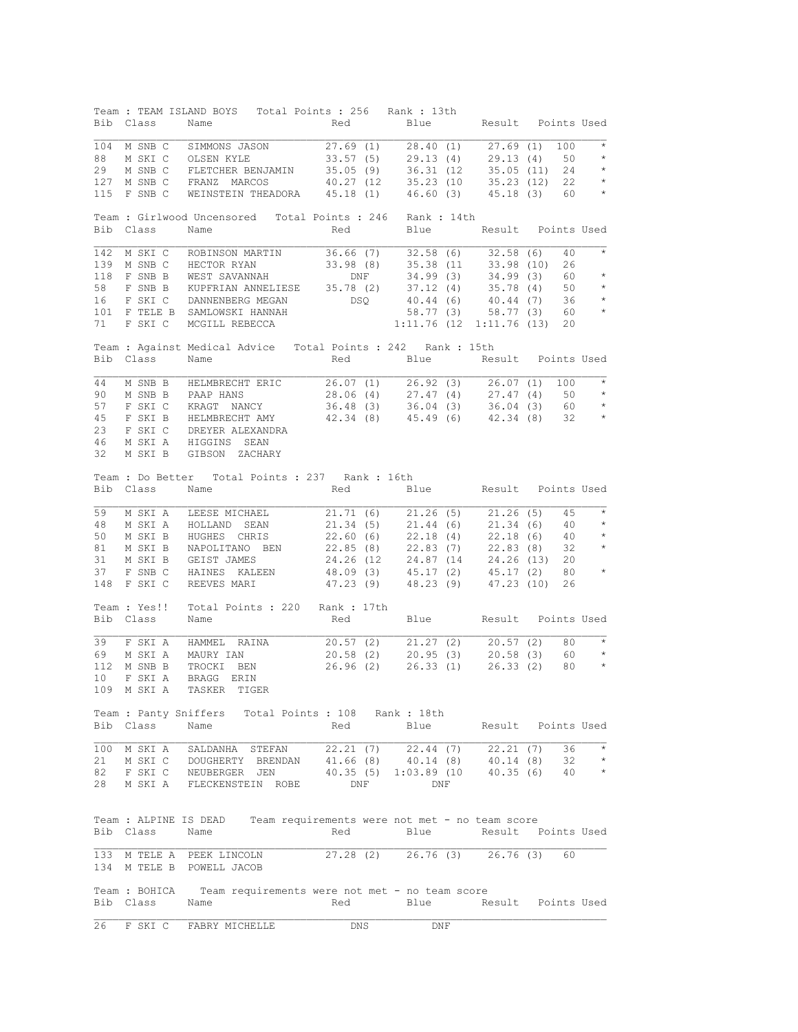Team : TEAM ISLAND BOYS Total Points : 256 Rank : 13th

| Bib | Class | Name | Red | Blue | Result | Points | Used |
|---|---|---|---|---|---|---|---|
| 104 | M SNB C | SIMMONS JASON | 27.69 (1) | 28.40 (1) | 27.69 (1) | 100 | * |
| 88 | M SKI C | OLSEN KYLE | 33.57 (5) | 29.13 (4) | 29.13 (4) | 50 | * |
| 29 | M SNB C | FLETCHER BENJAMIN | 35.05 (9) | 36.31 (12 | 35.05 (11) | 24 | * |
| 127 | M SNB C | FRANZ MARCOS | 40.27 (12 | 35.23 (10 | 35.23 (12) | 22 | * |
| 115 | F SNB C | WEINSTEIN THEADORA | 45.18 (1) | 46.60 (3) | 45.18 (3) | 60 | * |

Team : Girlwood Uncensored Total Points : 246 Rank : 14th

| Bib | Class | Name | Red | Blue | Result | Points | Used |
|---|---|---|---|---|---|---|---|
| 142 | M SKI C | ROBINSON MARTIN | 36.66 (7) | 32.58 (6) | 32.58 (6) | 40 | * |
| 139 | M SNB C | HECTOR RYAN | 33.98 (8) | 35.38 (11 | 33.98 (10) | 26 | |
| 118 | F SNB B | WEST SAVANNAH | DNF | 34.99 (3) | 34.99 (3) | 60 | * |
| 58 | F SNB B | KUPFRIAN ANNELIESE | 35.78 (2) | 37.12 (4) | 35.78 (4) | 50 | * |
| 16 | F SKI C | DANNENBERG MEGAN | DSQ | 40.44 (6) | 40.44 (7) | 36 | * |
| 101 | F TELE B | SAMLOWSKI HANNAH | | 58.77 (3) | 58.77 (3) | 60 | * |
| 71 | F SKI C | MCGILL REBECCA | | 1:11.76 (12 | 1:11.76 (13) | 20 | |

Team : Against Medical Advice Total Points : 242 Rank : 15th

| Bib | Class | Name | Red | Blue | Result | Points | Used |
|---|---|---|---|---|---|---|---|
| 44 | M SNB B | HELMBRECHT ERIC | 26.07 (1) | 26.92 (3) | 26.07 (1) | 100 | * |
| 90 | M SNB B | PAAP HANS | 28.06 (4) | 27.47 (4) | 27.47 (4) | 50 | * |
| 57 | F SKI C | KRAGT NANCY | 36.48 (3) | 36.04 (3) | 36.04 (3) | 60 | * |
| 45 | F SKI B | HELMBRECHT AMY | 42.34 (8) | 45.49 (6) | 42.34 (8) | 32 | * |
| 23 | F SKI C | DREYER ALEXANDRA | | | | | |
| 46 | M SKI A | HIGGINS SEAN | | | | | |
| 32 | M SKI B | GIBSON ZACHARY | | | | | |

Team : Do Better Total Points : 237 Rank : 16th

| Bib | Class | Name | Red | Blue | Result | Points | Used |
|---|---|---|---|---|---|---|---|
| 59 | M SKI A | LEESE MICHAEL | 21.71 (6) | 21.26 (5) | 21.26 (5) | 45 | * |
| 48 | M SKI A | HOLLAND SEAN | 21.34 (5) | 21.44 (6) | 21.34 (6) | 40 | * |
| 50 | M SKI B | HUGHES CHRIS | 22.60 (6) | 22.18 (4) | 22.18 (6) | 40 | * |
| 81 | M SKI B | NAPOLITANO BEN | 22.85 (8) | 22.83 (7) | 22.83 (8) | 32 | * |
| 31 | M SKI B | GEIST JAMES | 24.26 (12 | 24.87 (14 | 24.26 (13) | 20 | |
| 37 | F SNB C | HAINES KALEEN | 48.09 (3) | 45.17 (2) | 45.17 (2) | 80 | * |
| 148 | F SKI C | REEVES MARI | 47.23 (9) | 48.23 (9) | 47.23 (10) | 26 | |

Team : Yes!! Total Points : 220 Rank : 17th

| Bib | Class | Name | Red | Blue | Result | Points | Used |
|---|---|---|---|---|---|---|---|
| 39 | F SKI A | HAMMEL RAINA | 20.57 (2) | 21.27 (2) | 20.57 (2) | 80 | * |
| 69 | M SKI A | MAURY IAN | 20.58 (2) | 20.95 (3) | 20.58 (3) | 60 | * |
| 112 | M SNB B | TROCKI BEN | 26.96 (2) | 26.33 (1) | 26.33 (2) | 80 | * |
| 10 | F SKI A | BRAGG ERIN | | | | | |
| 109 | M SKI A | TASKER TIGER | | | | | |

Team : Panty Sniffers Total Points : 108 Rank : 18th

| Bib | Class | Name | Red | Blue | Result | Points | Used |
|---|---|---|---|---|---|---|---|
| 100 | M SKI A | SALDANHA STEFAN | 22.21 (7) | 22.44 (7) | 22.21 (7) | 36 | * |
| 21 | M SKI C | DOUGHERTY BRENDAN | 41.66 (8) | 40.14 (8) | 40.14 (8) | 32 | * |
| 82 | F SKI C | NEUBERGER JEN | 40.35 (5) | 1:03.89 (10 | 40.35 (6) | 40 | * |
| 28 | M SKI A | FLECKENSTEIN ROBE | DNF | DNF | | | |

Team : ALPINE IS DEAD Team requirements were not met - no team score

| Bib | Class | Name | Red | Blue | Result | Points | Used |
|---|---|---|---|---|---|---|---|
| 133 | M TELE A | PEEK LINCOLN | 27.28 (2) | 26.76 (3) | 26.76 (3) | 60 | |
| 134 | M TELE B | POWELL JACOB | | | | | |

Team : BOHICA Team requirements were not met - no team score

| Bib | Class | Name | Red | Blue | Result | Points | Used |
|---|---|---|---|---|---|---|---|
| 26 | F SKI C | FABRY MICHELLE | DNS | DNF | | | |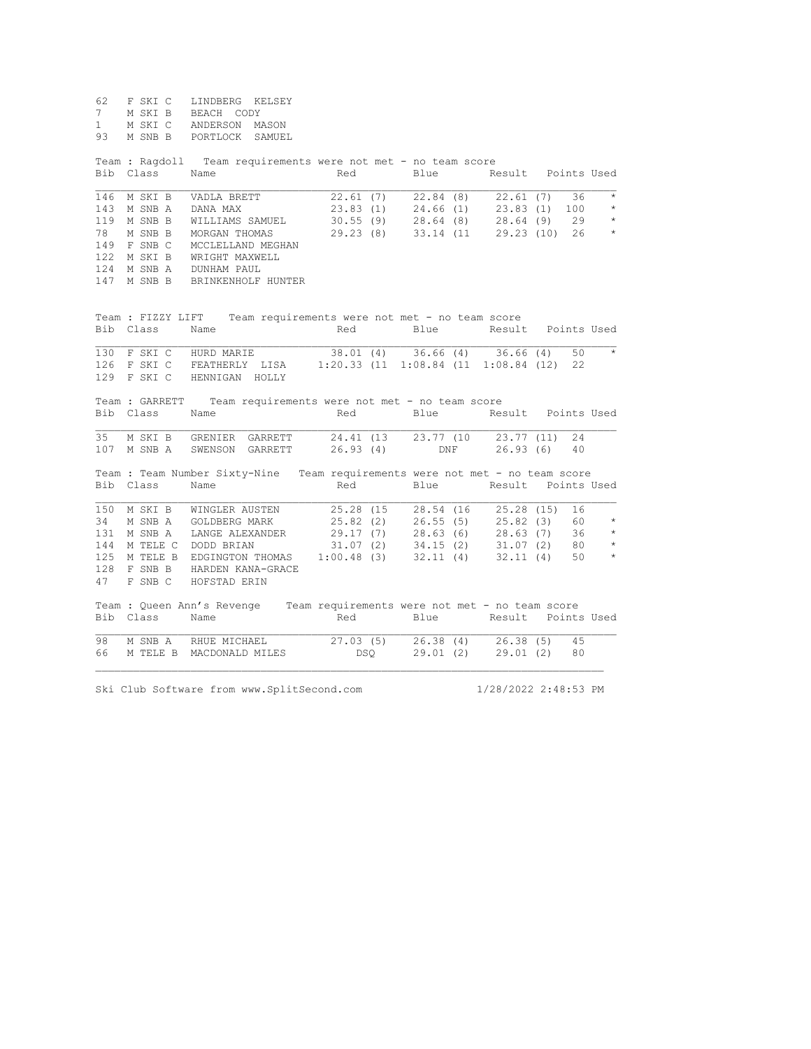| | | |
|---|---|---|
| 62 | F SKI C | LINDBERG KELSEY |
| 7 | M SKI B | BEACH CODY |
| 1 | M SKI C | ANDERSON MASON |
| 93 | M SNB B | PORTLOCK SAMUEL |

Team : Ragdoll Team requirements were not met - no team score

| Bib | Class | Name | Red | Blue | Result | Points | Used |
|---|---|---|---|---|---|---|---|
| 146 | M SKI B | VADLA BRETT | 22.61 (7) | 22.84 (8) | 22.61 (7) | 36 | * |
| 143 | M SNB A | DANA MAX | 23.83 (1) | 24.66 (1) | 23.83 (1) | 100 | * |
| 119 | M SNB B | WILLIAMS SAMUEL | 30.55 (9) | 28.64 (8) | 28.64 (9) | 29 | * |
| 78 | M SNB B | MORGAN THOMAS | 29.23 (8) | 33.14 (11 | 29.23 (10) | 26 | * |
| 149 | F SNB C | MCCLELLAND MEGHAN | | | | | |
| 122 | M SKI B | WRIGHT MAXWELL | | | | | |
| 124 | M SNB A | DUNHAM PAUL | | | | | |
| 147 | M SNB B | BRINKENHOLF HUNTER | | | | | |

Team : FIZZY LIFT Team requirements were not met - no team score

| Bib | Class | Name | Red | Blue | Result | Points | Used |
|---|---|---|---|---|---|---|---|
| 130 | F SKI C | HURD MARIE | 38.01 (4) | 36.66 (4) | 36.66 (4) | 50 | * |
| 126 | F SKI C | FEATHERLY LISA | 1:20.33 (11 | 1:08.84 (11 | 1:08.84 (12) | 22 | |
| 129 | F SKI C | HENNIGAN HOLLY | | | | | |

Team : GARRETT Team requirements were not met - no team score

| Bib | Class | Name | Red | Blue | Result | Points | Used |
|---|---|---|---|---|---|---|---|
| 35 | M SKI B | GRENIER GARRETT | 24.41 (13 | 23.77 (10 | 23.77 (11) | 24 | |
| 107 | M SNB A | SWENSON GARRETT | 26.93 (4) | DNF | 26.93 (6) | 40 | |

Team : Team Number Sixty-Nine Team requirements were not met - no team score

| Bib | Class | Name | Red | Blue | Result | Points | Used |
|---|---|---|---|---|---|---|---|
| 150 | M SKI B | WINGLER AUSTEN | 25.28 (15 | 28.54 (16 | 25.28 (15) | 16 | |
| 34 | M SNB A | GOLDBERG MARK | 25.82 (2) | 26.55 (5) | 25.82 (3) | 60 | * |
| 131 | M SNB A | LANGE ALEXANDER | 29.17 (7) | 28.63 (6) | 28.63 (7) | 36 | * |
| 144 | M TELE C | DODD BRIAN | 31.07 (2) | 34.15 (2) | 31.07 (2) | 80 | * |
| 125 | M TELE B | EDGINGTON THOMAS | 1:00.48 (3) | 32.11 (4) | 32.11 (4) | 50 | * |
| 128 | F SNB B | HARDEN KANA-GRACE | | | | | |
| 47 | F SNB C | HOFSTAD ERIN | | | | | |

Team : Queen Ann's Revenge Team requirements were not met - no team score

| Bib | Class | Name | Red | Blue | Result | Points | Used |
|---|---|---|---|---|---|---|---|
| 98 | M SNB A | RHUE MICHAEL | 27.03 (5) | 26.38 (4) | 26.38 (5) | 45 | |
| 66 | M TELE B | MACDONALD MILES | DSQ | 29.01 (2) | 29.01 (2) | 80 | |

Ski Club Software from www.SplitSecond.com 1/28/2022 2:48:53 PM